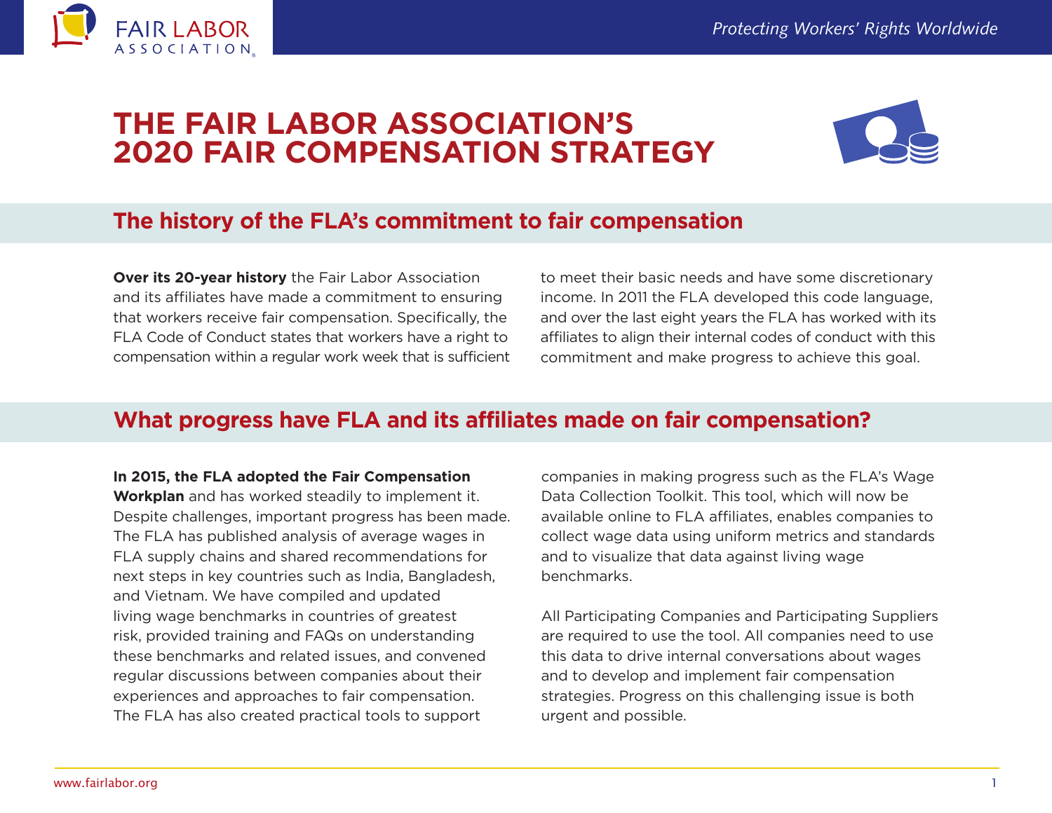# THE FAIR LABOR ASSOCIATION'S 2020 FAIR COMPENSATION STRATEGY

## The history of the FLA's commitment to fair compensation

**Over its 20-year history** the Fair Labor Association and its affiliates have made a commitment to ensuring that workers receive fair compensation. Specifically, the FLA Code of Conduct states that workers have a right to compensation within a regular work week that is sufficient to meet their basic needs and have some discretionary income. In 2011 the FLA developed this code language, and over the last eight years the FLA has worked with its affiliates to align their internal codes of conduct with this commitment and make progress to achieve this goal.

## What progress have FLA and its affiliates made on fair compensation?

**In 2015, the FLA adopted the Fair Compensation Workplan** and has worked steadily to implement it. Despite challenges, important progress has been made. The FLA has published analysis of average wages in FLA supply chains and shared recommendations for next steps in key countries such as India, Bangladesh, and Vietnam. We have compiled and updated living wage benchmarks in countries of greatest risk, provided training and FAQs on understanding these benchmarks and related issues, and convened regular discussions between companies about their experiences and approaches to fair compensation. The FLA has also created practical tools to support companies in making progress such as the FLA's Wage Data Collection Toolkit. This tool, which will now be available online to FLA affiliates, enables companies to collect wage data using uniform metrics and standards and to visualize that data against living wage benchmarks.

All Participating Companies and Participating Suppliers are required to use the tool. All companies need to use this data to drive internal conversations about wages and to develop and implement fair compensation strategies. Progress on this challenging issue is both urgent and possible.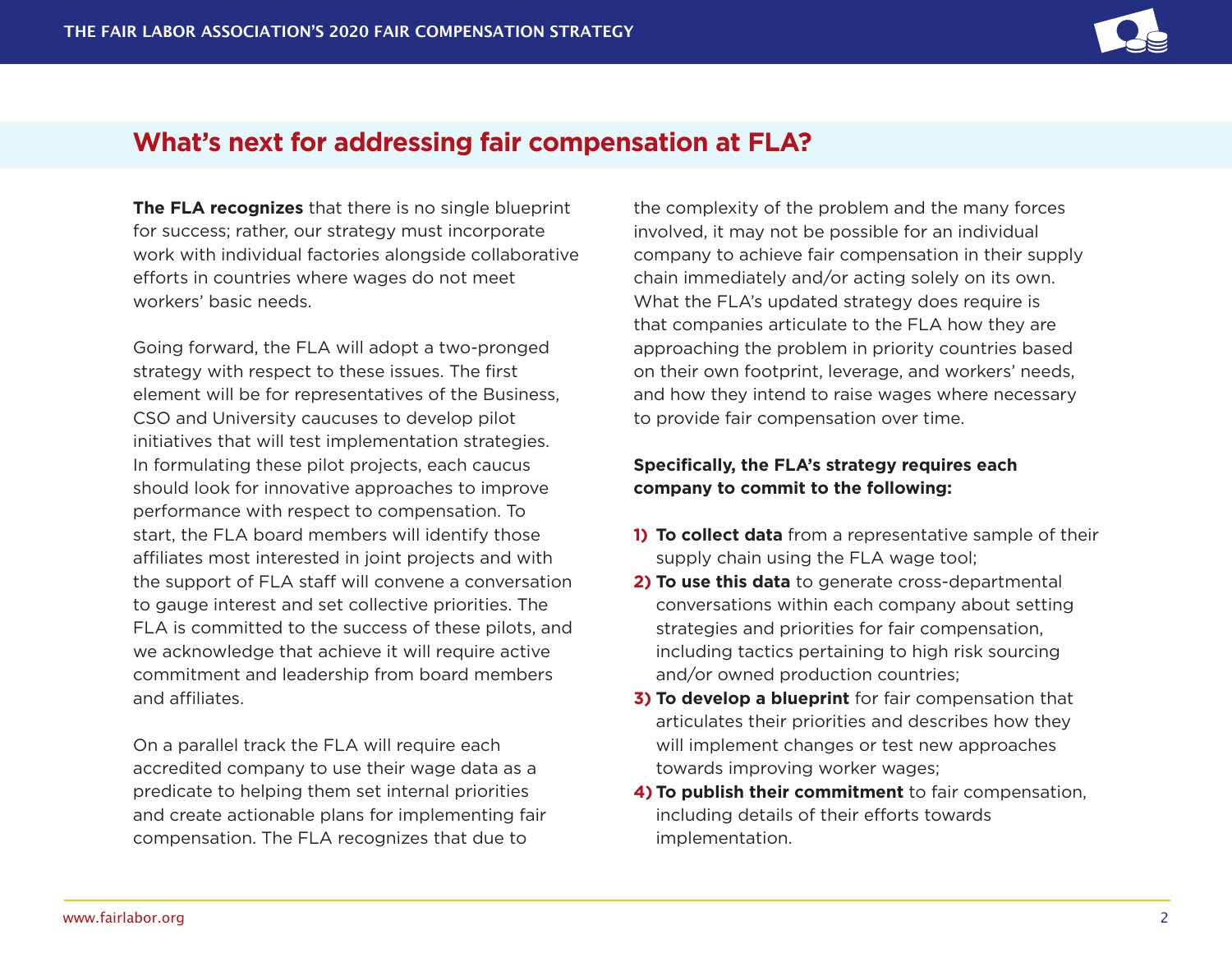## What's next for addressing fair compensation at FLA?

**The FLA recognizes** that there is no single blueprint for success; rather, our strategy must incorporate work with individual factories alongside collaborative efforts in countries where wages do not meet workers' basic needs.

Going forward, the FLA will adopt a two-pronged strategy with respect to these issues. The first element will be for representatives of the Business, CSO and University caucuses to develop pilot initiatives that will test implementation strategies. In formulating these pilot projects, each caucus should look for innovative approaches to improve performance with respect to compensation. To start, the FLA board members will identify those affiliates most interested in joint projects and with the support of FLA staff will convene a conversation to gauge interest and set collective priorities. The FLA is committed to the success of these pilots, and we acknowledge that achieve it will require active commitment and leadership from board members and affiliates.

On a parallel track the FLA will require each accredited company to use their wage data as a predicate to helping them set internal priorities and create actionable plans for implementing fair compensation. The FLA recognizes that due to the complexity of the problem and the many forces involved, it may not be possible for an individual company to achieve fair compensation in their supply chain immediately and/or acting solely on its own. What the FLA's updated strategy does require is that companies articulate to the FLA how they are approaching the problem in priority countries based on their own footprint, leverage, and workers' needs, and how they intend to raise wages where necessary to provide fair compensation over time.

**Specifically, the FLA's strategy requires each company to commit to the following:**

1) **To collect data** from a representative sample of their supply chain using the FLA wage tool;
2) **To use this data** to generate cross-departmental conversations within each company about setting strategies and priorities for fair compensation, including tactics pertaining to high risk sourcing and/or owned production countries;
3) **To develop a blueprint** for fair compensation that articulates their priorities and describes how they will implement changes or test new approaches towards improving worker wages;
4) **To publish their commitment** to fair compensation, including details of their efforts towards implementation.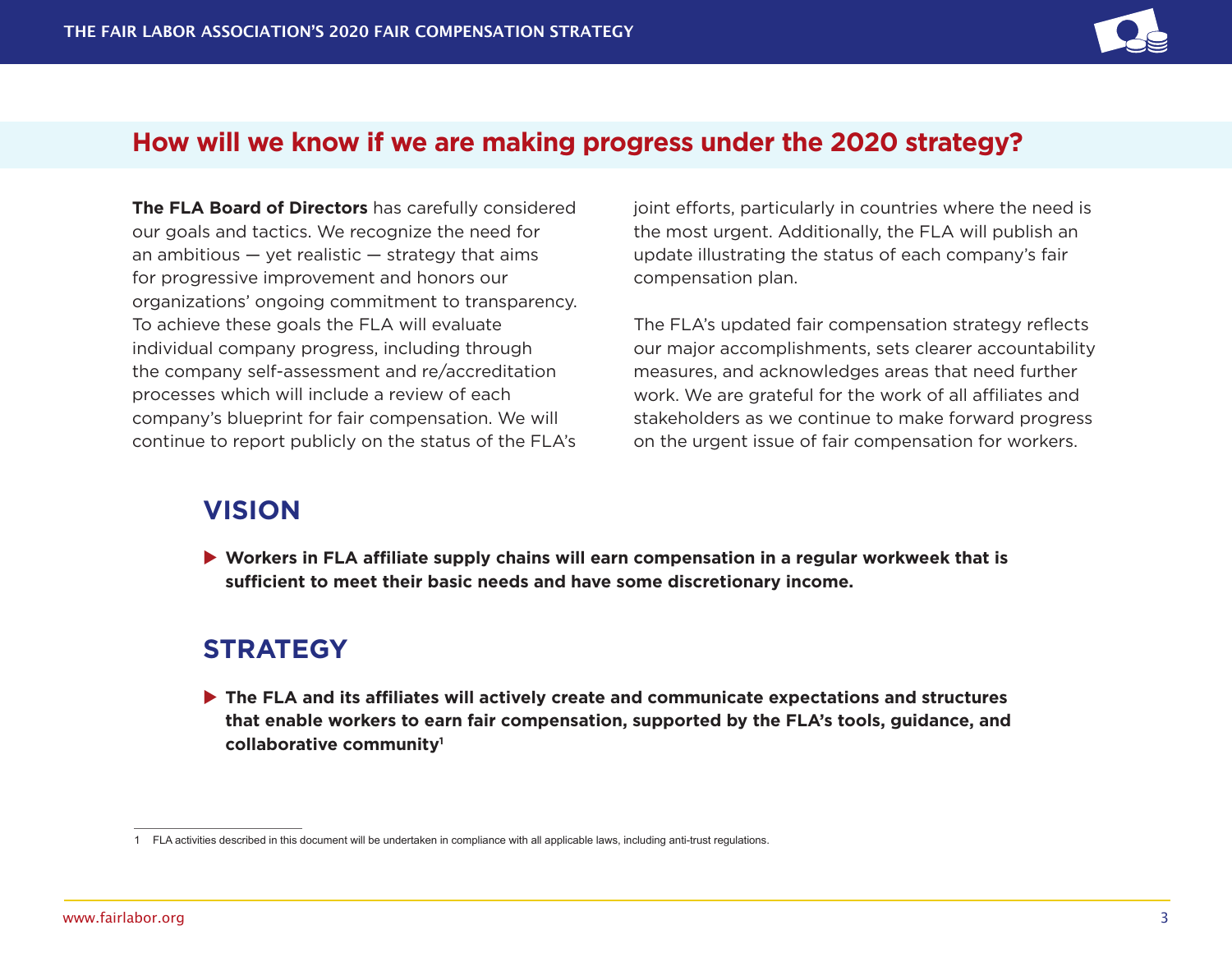## How will we know if we are making progress under the 2020 strategy?

**The FLA Board of Directors** has carefully considered our goals and tactics. We recognize the need for an ambitious — yet realistic — strategy that aims for progressive improvement and honors our organizations' ongoing commitment to transparency. To achieve these goals the FLA will evaluate individual company progress, including through the company self-assessment and re/accreditation processes which will include a review of each company's blueprint for fair compensation. We will continue to report publicly on the status of the FLA's joint efforts, particularly in countries where the need is the most urgent. Additionally, the FLA will publish an update illustrating the status of each company's fair compensation plan.

The FLA's updated fair compensation strategy reflects our major accomplishments, sets clearer accountability measures, and acknowledges areas that need further work. We are grateful for the work of all affiliates and stakeholders as we continue to make forward progress on the urgent issue of fair compensation for workers.

## VISION

- **Workers in FLA affiliate supply chains will earn compensation in a regular workweek that is sufficient to meet their basic needs and have some discretionary income.**

## STRATEGY

- **The FLA and its affiliates will actively create and communicate expectations and structures that enable workers to earn fair compensation, supported by the FLA's tools, guidance, and collaborative community**[1]

---

1 FLA activities described in this document will be undertaken in compliance with all applicable laws, including anti-trust regulations.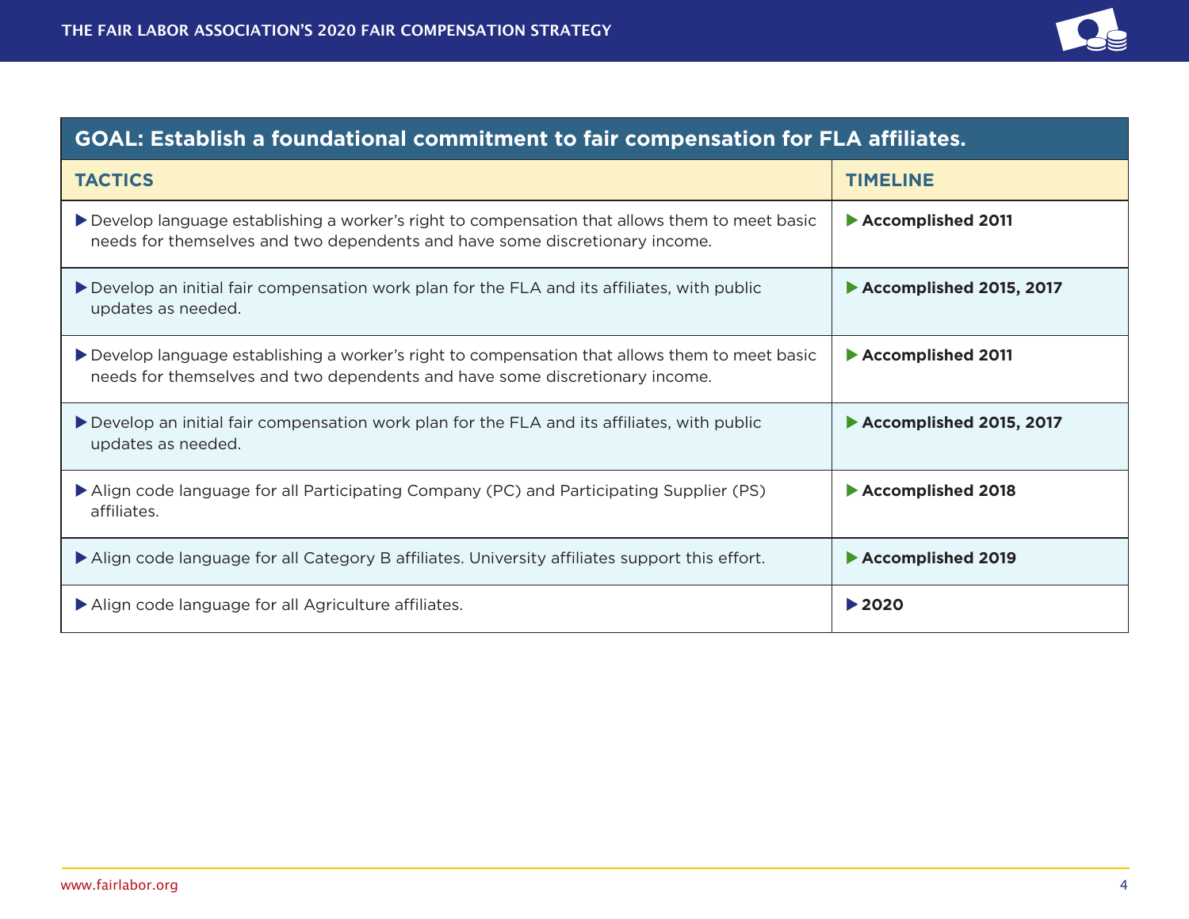| GOAL: Establish a foundational commitment to fair compensation for FLA affiliates. | |
|---|---|
| **TACTICS** | **TIMELINE** |
| ▶ Develop language establishing a worker's right to compensation that allows them to meet basic needs for themselves and two dependents and have some discretionary income. | ▶ **Accomplished 2011** |
| ▶ Develop an initial fair compensation work plan for the FLA and its affiliates, with public updates as needed. | ▶ **Accomplished 2015, 2017** |
| ▶ Develop language establishing a worker's right to compensation that allows them to meet basic needs for themselves and two dependents and have some discretionary income. | ▶ **Accomplished 2011** |
| ▶ Develop an initial fair compensation work plan for the FLA and its affiliates, with public updates as needed. | ▶ **Accomplished 2015, 2017** |
| ▶ Align code language for all Participating Company (PC) and Participating Supplier (PS) affiliates. | ▶ **Accomplished 2018** |
| ▶ Align code language for all Category B affiliates. University affiliates support this effort. | ▶ **Accomplished 2019** |
| ▶ Align code language for all Agriculture affiliates. | ▶ **2020** |

www.fairlabor.org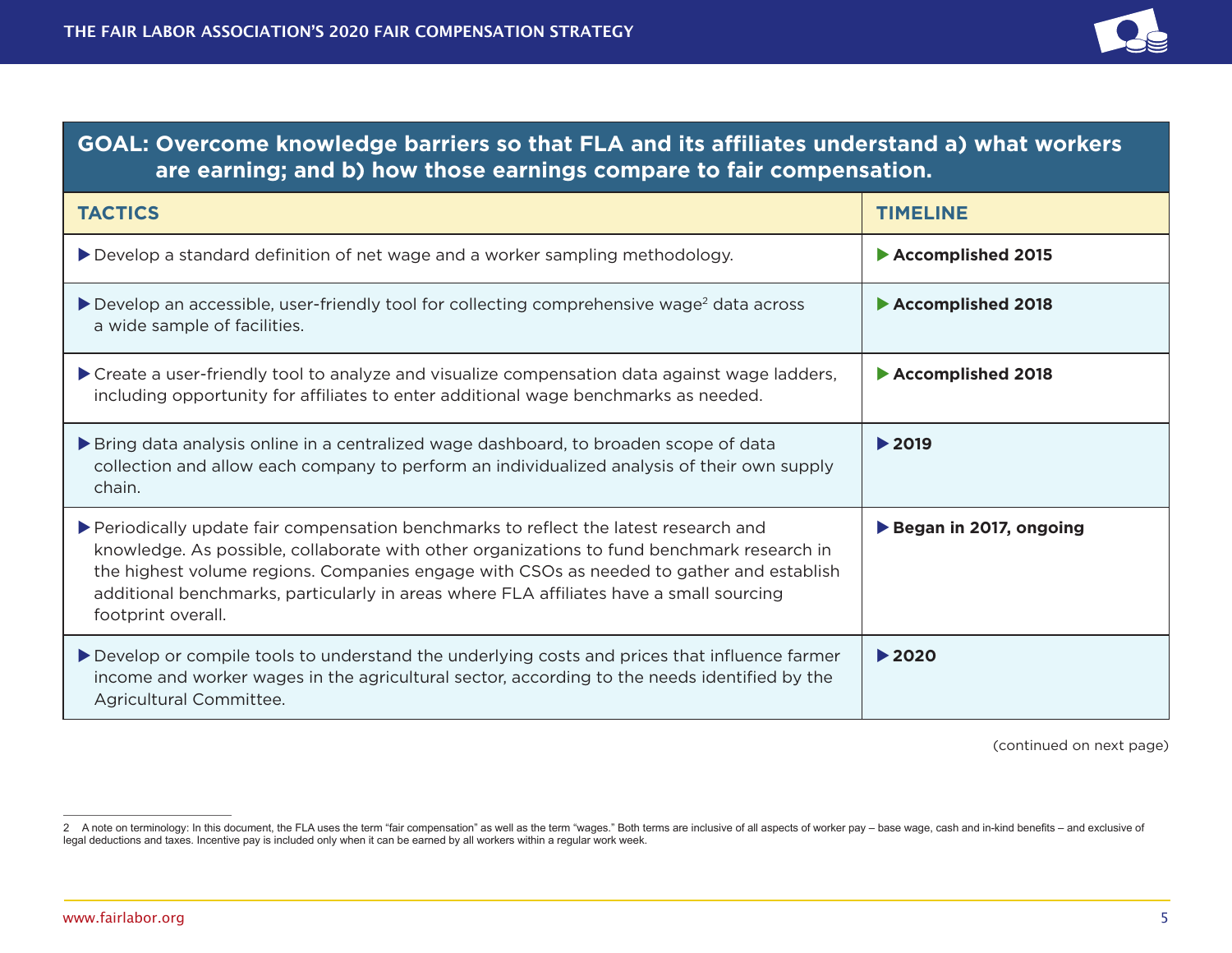**GOAL: Overcome knowledge barriers so that FLA and its affiliates understand a) what workers are earning; and b) how those earnings compare to fair compensation.**

| TACTICS | TIMELINE |
|---|---|
| ▶ Develop a standard definition of net wage and a worker sampling methodology. | ▶ **Accomplished 2015** |
| ▶ Develop an accessible, user-friendly tool for collecting comprehensive wage[2] data across a wide sample of facilities. | ▶ **Accomplished 2018** |
| ▶ Create a user-friendly tool to analyze and visualize compensation data against wage ladders, including opportunity for affiliates to enter additional wage benchmarks as needed. | ▶ **Accomplished 2018** |
| ▶ Bring data analysis online in a centralized wage dashboard, to broaden scope of data collection and allow each company to perform an individualized analysis of their own supply chain. | ▶ **2019** |
| ▶ Periodically update fair compensation benchmarks to reflect the latest research and knowledge. As possible, collaborate with other organizations to fund benchmark research in the highest volume regions. Companies engage with CSOs as needed to gather and establish additional benchmarks, particularly in areas where FLA affiliates have a small sourcing footprint overall. | ▶ **Began in 2017, ongoing** |
| ▶ Develop or compile tools to understand the underlying costs and prices that influence farmer income and worker wages in the agricultural sector, according to the needs identified by the Agricultural Committee. | ▶ **2020** |

(continued on next page)

2 A note on terminology: In this document, the FLA uses the term "fair compensation" as well as the term "wages." Both terms are inclusive of all aspects of worker pay – base wage, cash and in-kind benefits – and exclusive of legal deductions and taxes. Incentive pay is included only when it can be earned by all workers within a regular work week.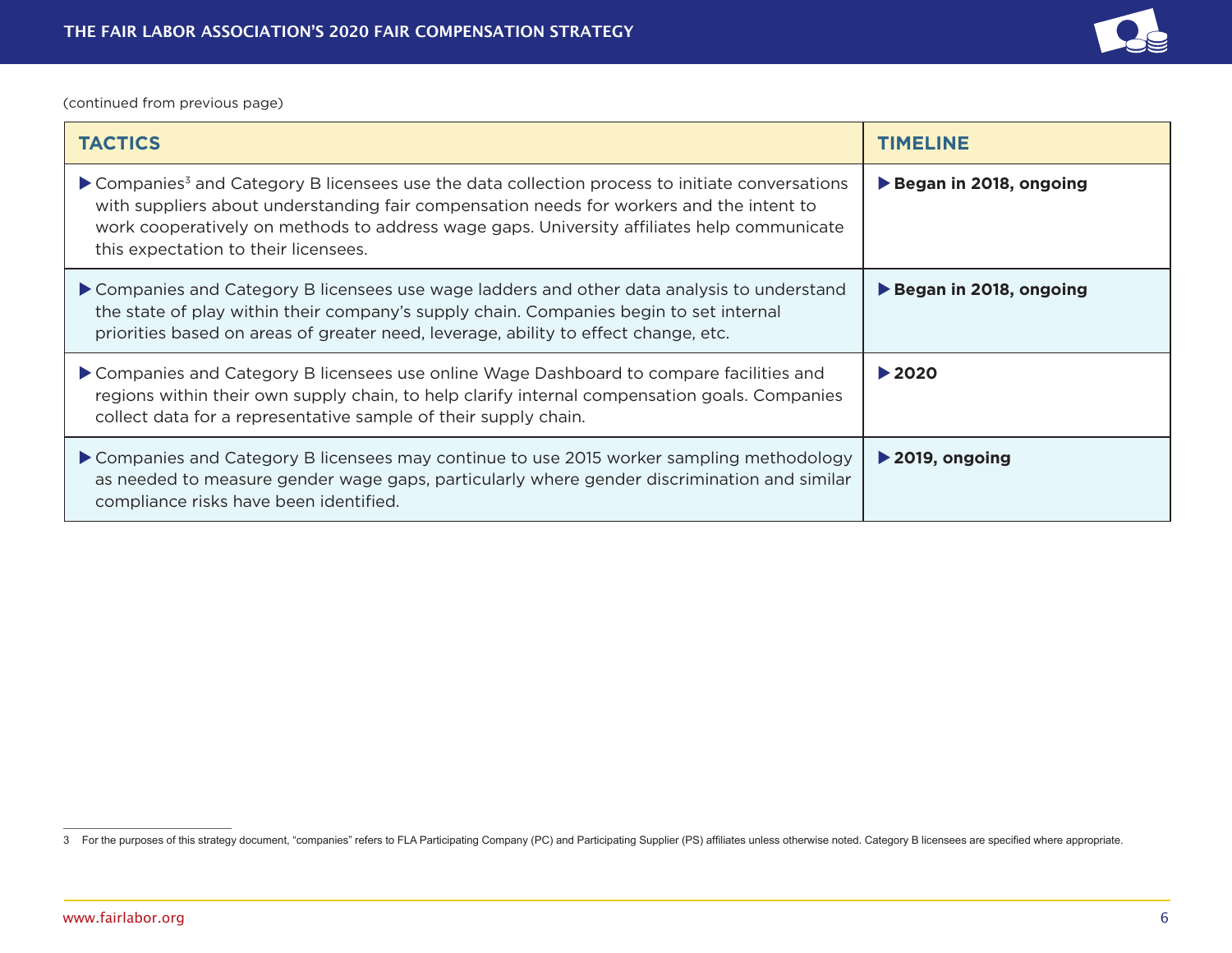(continued from previous page)

| TACTICS | TIMELINE |
|---|---|
| ▶ Companies[3] and Category B licensees use the data collection process to initiate conversations with suppliers about understanding fair compensation needs for workers and the intent to work cooperatively on methods to address wage gaps. University affiliates help communicate this expectation to their licensees. | ▶ **Began in 2018, ongoing** |
| ▶ Companies and Category B licensees use wage ladders and other data analysis to understand the state of play within their company's supply chain. Companies begin to set internal priorities based on areas of greater need, leverage, ability to effect change, etc. | ▶ **Began in 2018, ongoing** |
| ▶ Companies and Category B licensees use online Wage Dashboard to compare facilities and regions within their own supply chain, to help clarify internal compensation goals. Companies collect data for a representative sample of their supply chain. | ▶ **2020** |
| ▶ Companies and Category B licensees may continue to use 2015 worker sampling methodology as needed to measure gender wage gaps, particularly where gender discrimination and similar compliance risks have been identified. | ▶ **2019, ongoing** |

3 For the purposes of this strategy document, "companies" refers to FLA Participating Company (PC) and Participating Supplier (PS) affiliates unless otherwise noted. Category B licensees are specified where appropriate.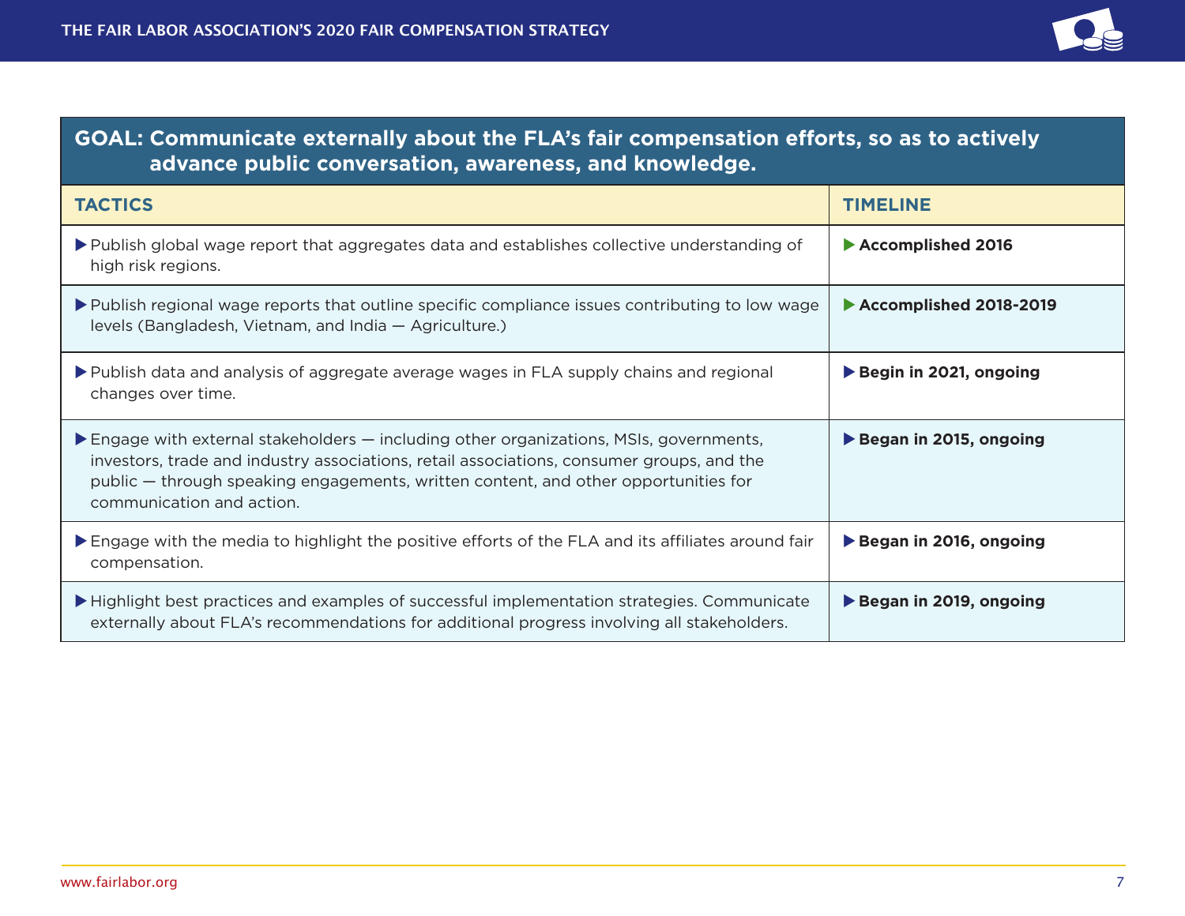## GOAL: Communicate externally about the FLA's fair compensation efforts, so as to actively advance public conversation, awareness, and knowledge.

| TACTICS | TIMELINE |
|---|---|
| ▶ Publish global wage report that aggregates data and establishes collective understanding of high risk regions. | ▶ **Accomplished 2016** |
| ▶ Publish regional wage reports that outline specific compliance issues contributing to low wage levels (Bangladesh, Vietnam, and India — Agriculture.) | ▶ **Accomplished 2018-2019** |
| ▶ Publish data and analysis of aggregate average wages in FLA supply chains and regional changes over time. | ▶ **Begin in 2021, ongoing** |
| ▶ Engage with external stakeholders — including other organizations, MSIs, governments, investors, trade and industry associations, retail associations, consumer groups, and the public — through speaking engagements, written content, and other opportunities for communication and action. | ▶ **Began in 2015, ongoing** |
| ▶ Engage with the media to highlight the positive efforts of the FLA and its affiliates around fair compensation. | ▶ **Began in 2016, ongoing** |
| ▶ Highlight best practices and examples of successful implementation strategies. Communicate externally about FLA's recommendations for additional progress involving all stakeholders. | ▶ **Began in 2019, ongoing** |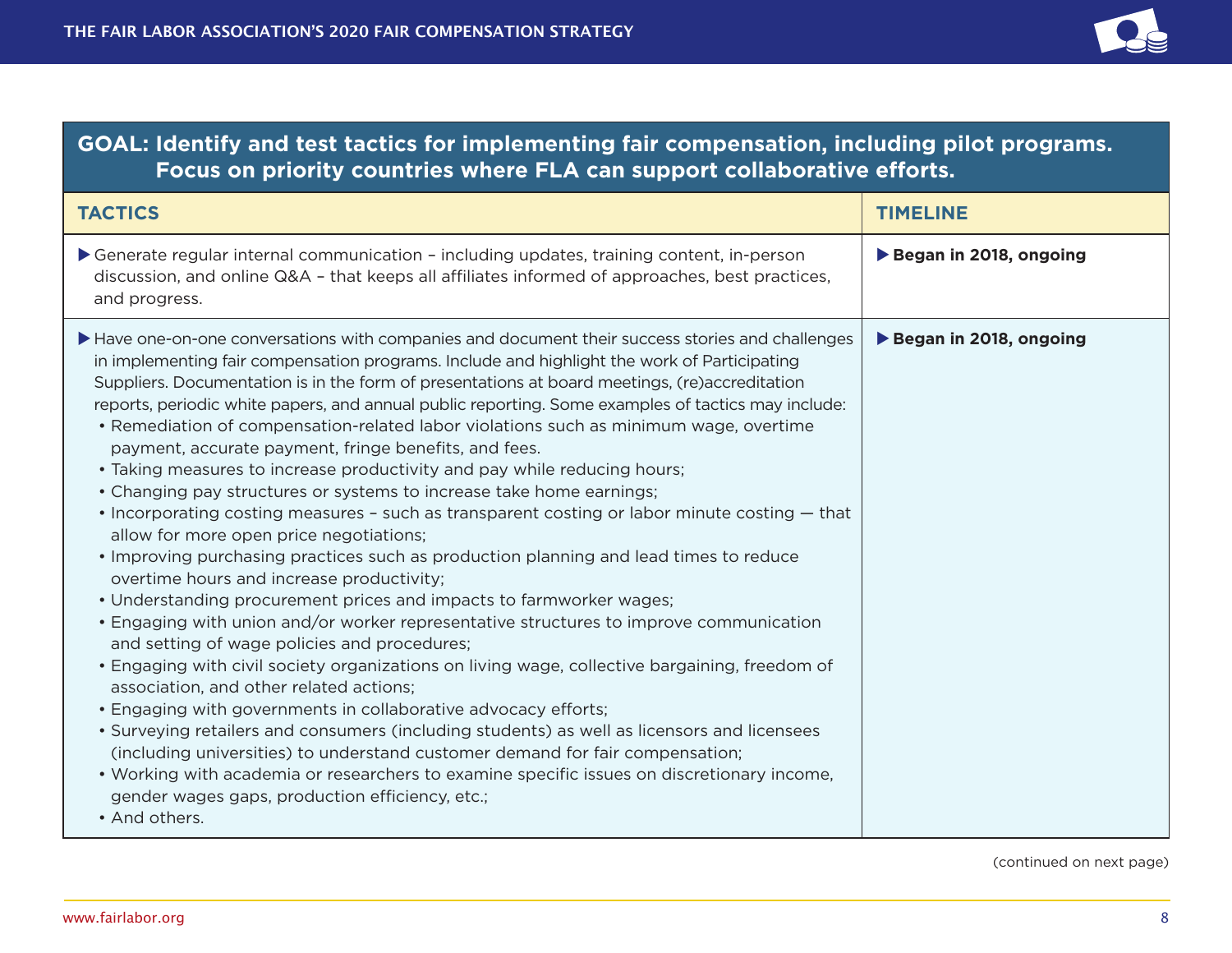| GOAL: Identify and test tactics for implementing fair compensation, including pilot programs. Focus on priority countries where FLA can support collaborative efforts. | |
|---|---|
| **TACTICS** | **TIMELINE** |
| ▶ Generate regular internal communication – including updates, training content, in-person discussion, and online Q&A – that keeps all affiliates informed of approaches, best practices, and progress. | ▶ **Began in 2018, ongoing** |
| ▶ Have one-on-one conversations with companies and document their success stories and challenges in implementing fair compensation programs. Include and highlight the work of Participating Suppliers. Documentation is in the form of presentations at board meetings, (re)accreditation reports, periodic white papers, and annual public reporting. Some examples of tactics may include:<br>• Remediation of compensation-related labor violations such as minimum wage, overtime payment, accurate payment, fringe benefits, and fees.<br>• Taking measures to increase productivity and pay while reducing hours;<br>• Changing pay structures or systems to increase take home earnings;<br>• Incorporating costing measures – such as transparent costing or labor minute costing — that allow for more open price negotiations;<br>• Improving purchasing practices such as production planning and lead times to reduce overtime hours and increase productivity;<br>• Understanding procurement prices and impacts to farmworker wages;<br>• Engaging with union and/or worker representative structures to improve communication and setting of wage policies and procedures;<br>• Engaging with civil society organizations on living wage, collective bargaining, freedom of association, and other related actions;<br>• Engaging with governments in collaborative advocacy efforts;<br>• Surveying retailers and consumers (including students) as well as licensors and licensees (including universities) to understand customer demand for fair compensation;<br>• Working with academia or researchers to examine specific issues on discretionary income, gender wages gaps, production efficiency, etc.;<br>• And others. | ▶ **Began in 2018, ongoing** |

(continued on next page)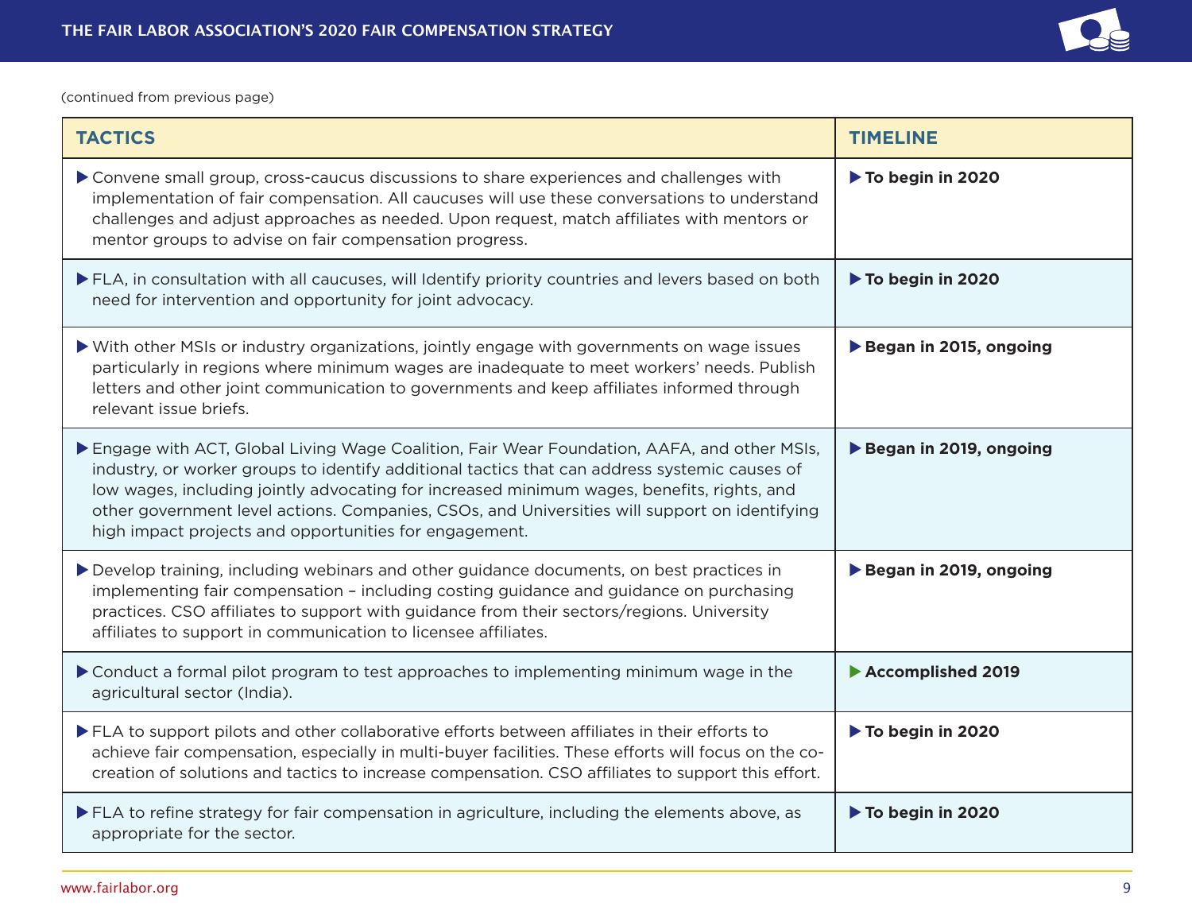(continued from previous page)

| TACTICS | TIMELINE |
|---|---|
| ▶ Convene small group, cross-caucus discussions to share experiences and challenges with implementation of fair compensation. All caucuses will use these conversations to understand challenges and adjust approaches as needed. Upon request, match affiliates with mentors or mentor groups to advise on fair compensation progress. | ▶ **To begin in 2020** |
| ▶ FLA, in consultation with all caucuses, will Identify priority countries and levers based on both need for intervention and opportunity for joint advocacy. | ▶ **To begin in 2020** |
| ▶ With other MSIs or industry organizations, jointly engage with governments on wage issues particularly in regions where minimum wages are inadequate to meet workers' needs. Publish letters and other joint communication to governments and keep affiliates informed through relevant issue briefs. | ▶ **Began in 2015, ongoing** |
| ▶ Engage with ACT, Global Living Wage Coalition, Fair Wear Foundation, AAFA, and other MSIs, industry, or worker groups to identify additional tactics that can address systemic causes of low wages, including jointly advocating for increased minimum wages, benefits, rights, and other government level actions. Companies, CSOs, and Universities will support on identifying high impact projects and opportunities for engagement. | ▶ **Began in 2019, ongoing** |
| ▶ Develop training, including webinars and other guidance documents, on best practices in implementing fair compensation – including costing guidance and guidance on purchasing practices. CSO affiliates to support with guidance from their sectors/regions. University affiliates to support in communication to licensee affiliates. | ▶ **Began in 2019, ongoing** |
| ▶ Conduct a formal pilot program to test approaches to implementing minimum wage in the agricultural sector (India). | ▶ **Accomplished 2019** |
| ▶ FLA to support pilots and other collaborative efforts between affiliates in their efforts to achieve fair compensation, especially in multi-buyer facilities. These efforts will focus on the co-creation of solutions and tactics to increase compensation. CSO affiliates to support this effort. | ▶ **To begin in 2020** |
| ▶ FLA to refine strategy for fair compensation in agriculture, including the elements above, as appropriate for the sector. | ▶ **To begin in 2020** |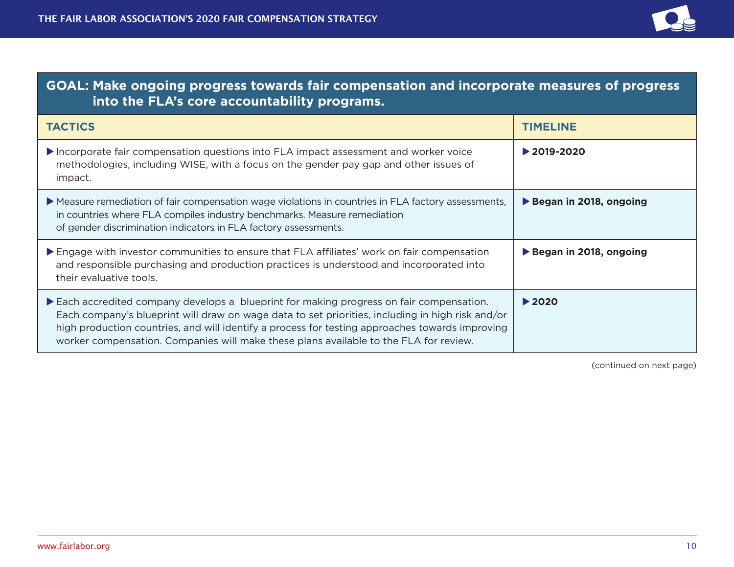## GOAL: Make ongoing progress towards fair compensation and incorporate measures of progress into the FLA's core accountability programs.

| TACTICS | TIMELINE |
|---|---|
| ▶ Incorporate fair compensation questions into FLA impact assessment and worker voice methodologies, including WISE, with a focus on the gender pay gap and other issues of impact. | ▶ **2019-2020** |
| ▶ Measure remediation of fair compensation wage violations in countries in FLA factory assessments, in countries where FLA compiles industry benchmarks. Measure remediation of gender discrimination indicators in FLA factory assessments. | ▶ **Began in 2018, ongoing** |
| ▶ Engage with investor communities to ensure that FLA affiliates' work on fair compensation and responsible purchasing and production practices is understood and incorporated into their evaluative tools. | ▶ **Began in 2018, ongoing** |
| ▶ Each accredited company develops a blueprint for making progress on fair compensation. Each company's blueprint will draw on wage data to set priorities, including in high risk and/or high production countries, and will identify a process for testing approaches towards improving worker compensation. Companies will make these plans available to the FLA for review. | ▶ **2020** |

(continued on next page)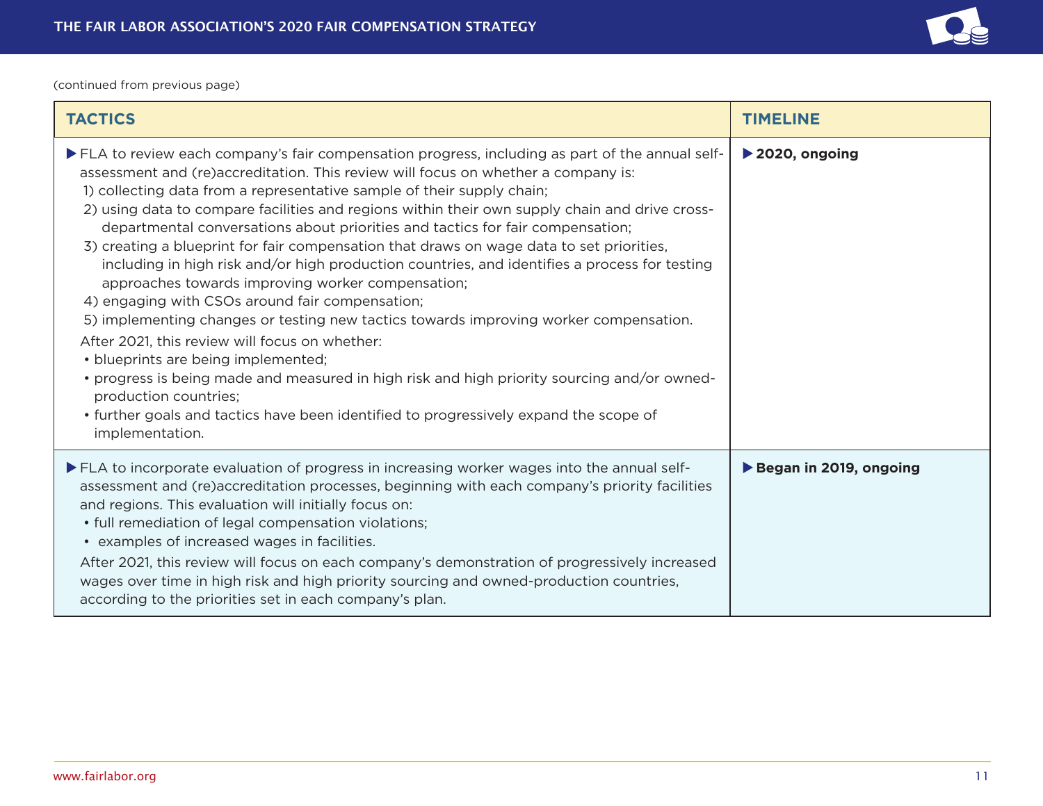(continued from previous page)

| TACTICS | TIMELINE |
|---|---|
| ▶ FLA to review each company's fair compensation progress, including as part of the annual self-assessment and (re)accreditation. This review will focus on whether a company is:<br>1) collecting data from a representative sample of their supply chain;<br>2) using data to compare facilities and regions within their own supply chain and drive cross-departmental conversations about priorities and tactics for fair compensation;<br>3) creating a blueprint for fair compensation that draws on wage data to set priorities, including in high risk and/or high production countries, and identifies a process for testing approaches towards improving worker compensation;<br>4) engaging with CSOs around fair compensation;<br>5) implementing changes or testing new tactics towards improving worker compensation.<br>After 2021, this review will focus on whether:<br>• blueprints are being implemented;<br>• progress is being made and measured in high risk and high priority sourcing and/or owned-production countries;<br>• further goals and tactics have been identified to progressively expand the scope of implementation. | ▶ **2020, ongoing** |
| ▶ FLA to incorporate evaluation of progress in increasing worker wages into the annual self-assessment and (re)accreditation processes, beginning with each company's priority facilities and regions. This evaluation will initially focus on:<br>• full remediation of legal compensation violations;<br>• examples of increased wages in facilities.<br>After 2021, this review will focus on each company's demonstration of progressively increased wages over time in high risk and high priority sourcing and owned-production countries, according to the priorities set in each company's plan. | ▶ **Began in 2019, ongoing** |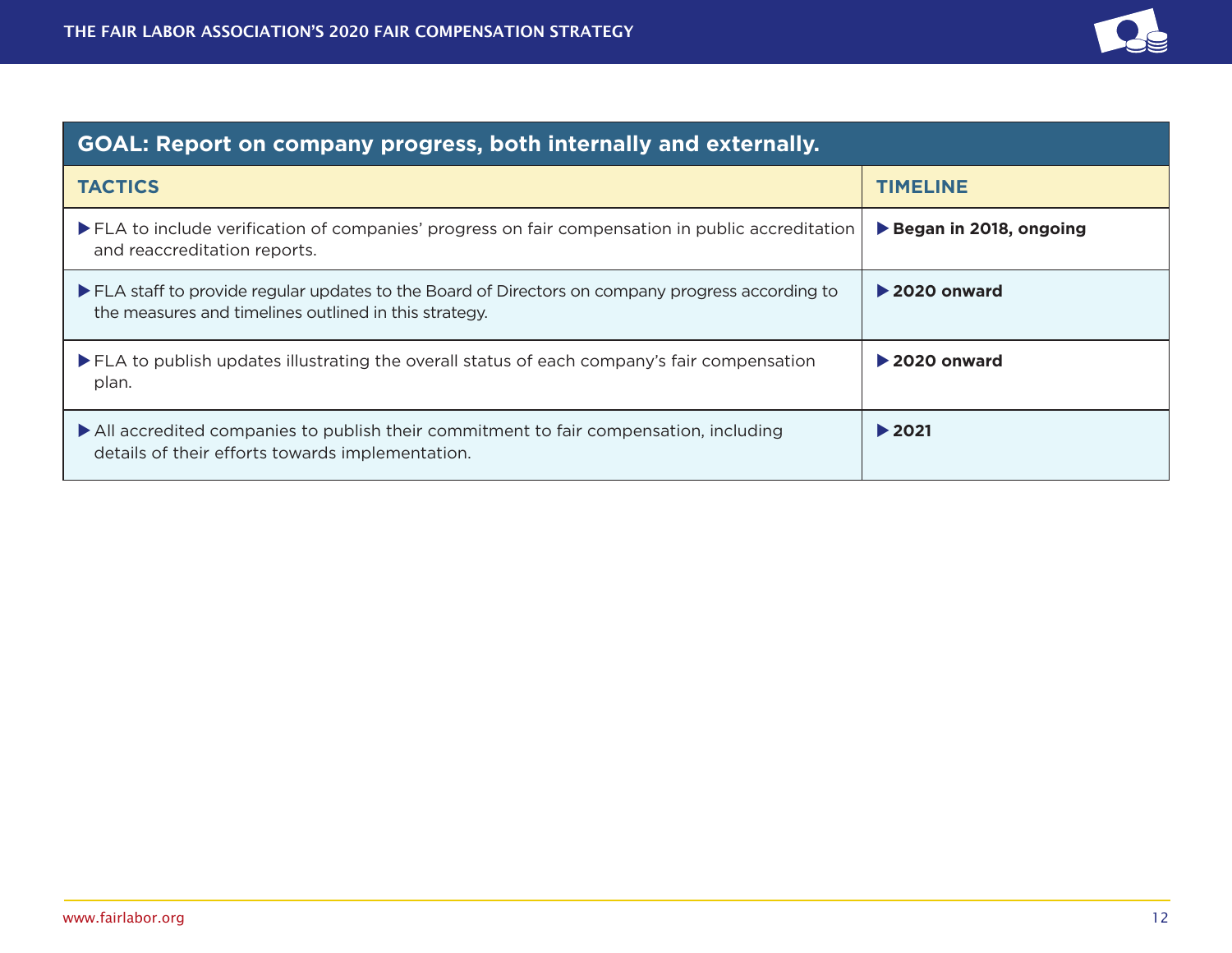| GOAL: Report on company progress, both internally and externally. | |
|---|---|
| **TACTICS** | **TIMELINE** |
| ▶ FLA to include verification of companies' progress on fair compensation in public accreditation and reaccreditation reports. | ▶ **Began in 2018, ongoing** |
| ▶ FLA staff to provide regular updates to the Board of Directors on company progress according to the measures and timelines outlined in this strategy. | ▶ **2020 onward** |
| ▶ FLA to publish updates illustrating the overall status of each company's fair compensation plan. | ▶ **2020 onward** |
| ▶ All accredited companies to publish their commitment to fair compensation, including details of their efforts towards implementation. | ▶ **2021** |